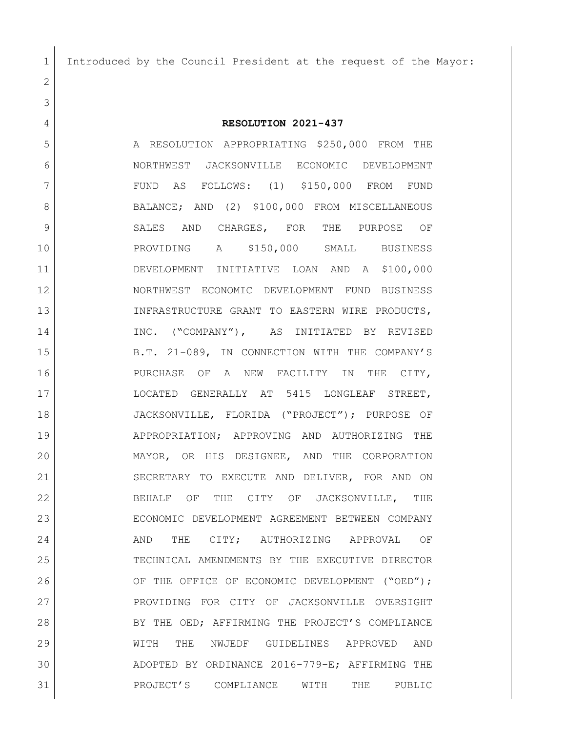Introduced by the Council President at the request of the Mayor:

**RESOLUTION 2021-437**

A RESOLUTION APPROPRIATING $250,000 FROM THE NORTHWEST JACKSONVILLE ECONOMIC DEVELOPMENT FUND AS FOLLOWS: (1) $150,000 FROM FUND BALANCE; AND (2) $100,000 FROM MISCELLANEOUS SALES AND CHARGES, FOR THE PURPOSE OF PROVIDING A $150,000 SMALL BUSINESS DEVELOPMENT INITIATIVE LOAN AND A $100,000 NORTHWEST ECONOMIC DEVELOPMENT FUND BUSINESS INFRASTRUCTURE GRANT TO EASTERN WIRE PRODUCTS, INC. ("COMPANY"), AS INITIATED BY REVISED B.T. 21-089, IN CONNECTION WITH THE COMPANY'S PURCHASE OF A NEW FACILITY IN THE CITY, LOCATED GENERALLY AT 5415 LONGLEAF STREET, JACKSONVILLE, FLORIDA ("PROJECT"); PURPOSE OF APPROPRIATION; APPROVING AND AUTHORIZING THE MAYOR, OR HIS DESIGNEE, AND THE CORPORATION SECRETARY TO EXECUTE AND DELIVER, FOR AND ON BEHALF OF THE CITY OF JACKSONVILLE, THE ECONOMIC DEVELOPMENT AGREEMENT BETWEEN COMPANY AND THE CITY; AUTHORIZING APPROVAL OF TECHNICAL AMENDMENTS BY THE EXECUTIVE DIRECTOR OF THE OFFICE OF ECONOMIC DEVELOPMENT ("OED"); PROVIDING FOR CITY OF JACKSONVILLE OVERSIGHT BY THE OED; AFFIRMING THE PROJECT'S COMPLIANCE WITH THE NWJEDF GUIDELINES APPROVED AND ADOPTED BY ORDINANCE 2016-779-E; AFFIRMING THE PROJECT'S COMPLIANCE WITH THE PUBLIC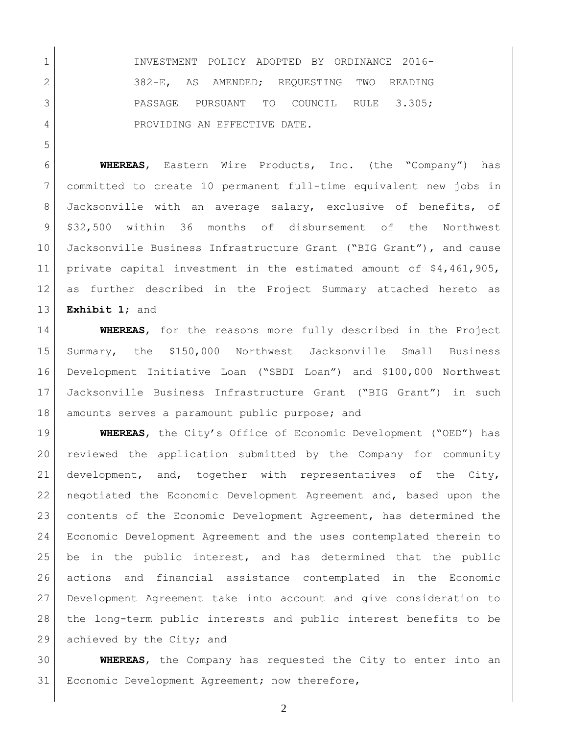INVESTMENT POLICY ADOPTED BY ORDINANCE 2016-382-E, AS AMENDED; REQUESTING TWO READING PASSAGE PURSUANT TO COUNCIL RULE 3.305; PROVIDING AN EFFECTIVE DATE.

**WHEREAS**, Eastern Wire Products, Inc. (the "Company") has committed to create 10 permanent full-time equivalent new jobs in Jacksonville with an average salary, exclusive of benefits, of \$32,500 within 36 months of disbursement of the Northwest Jacksonville Business Infrastructure Grant ("BIG Grant"), and cause private capital investment in the estimated amount of \$4,461,905, as further described in the Project Summary attached hereto as **Exhibit 1**; and

**WHEREAS**, for the reasons more fully described in the Project Summary, the \$150,000 Northwest Jacksonville Small Business Development Initiative Loan ("SBDI Loan") and \$100,000 Northwest Jacksonville Business Infrastructure Grant ("BIG Grant") in such amounts serves a paramount public purpose; and

**WHEREAS**, the City's Office of Economic Development ("OED") has reviewed the application submitted by the Company for community development, and, together with representatives of the City, negotiated the Economic Development Agreement and, based upon the contents of the Economic Development Agreement, has determined the Economic Development Agreement and the uses contemplated therein to be in the public interest, and has determined that the public actions and financial assistance contemplated in the Economic Development Agreement take into account and give consideration to the long-term public interests and public interest benefits to be achieved by the City; and

**WHEREAS**, the Company has requested the City to enter into an Economic Development Agreement; now therefore,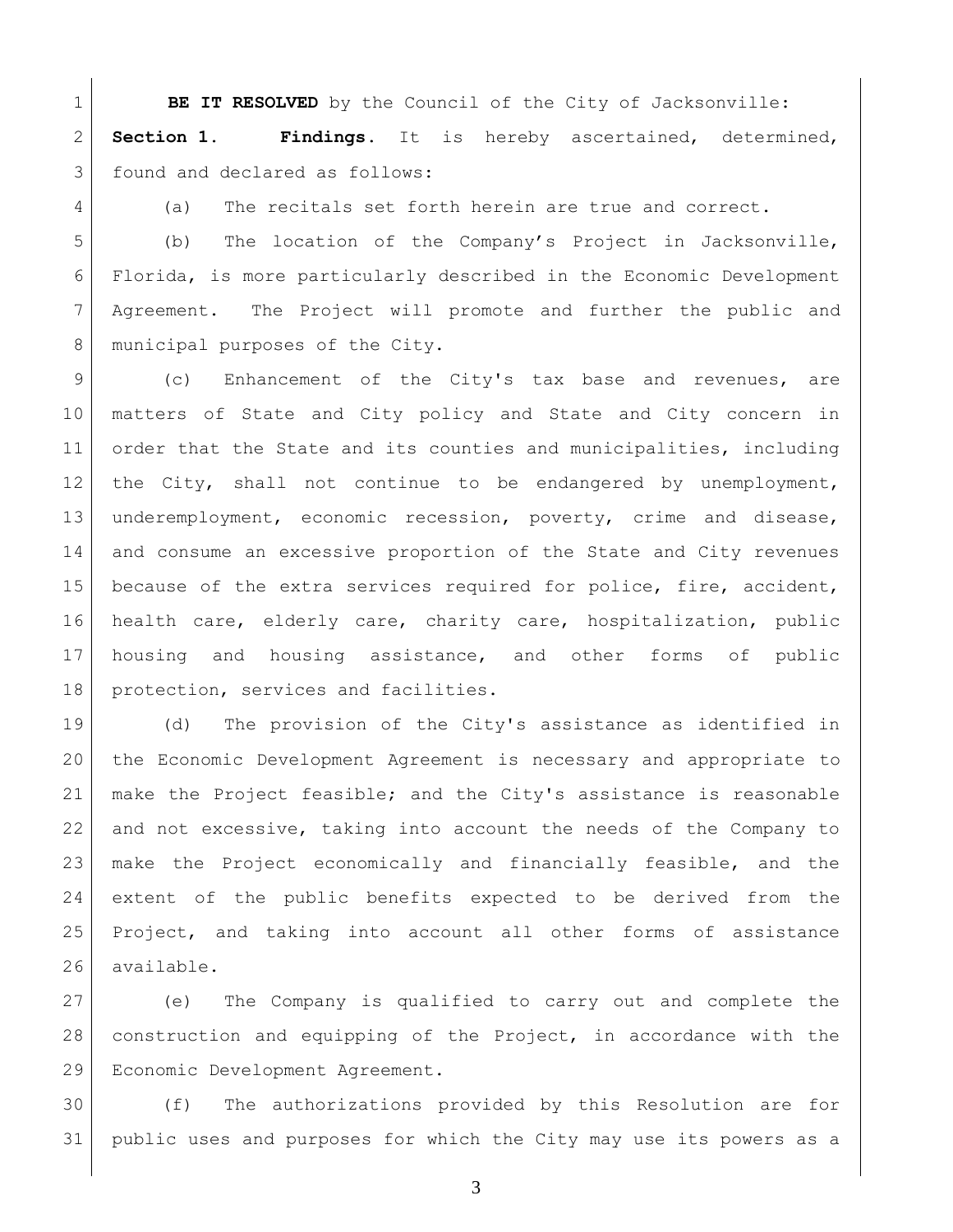**BE IT RESOLVED** by the Council of the City of Jacksonville:

**Section 1. Findings.** It is hereby ascertained, determined, found and declared as follows:

(a) The recitals set forth herein are true and correct.

(b) The location of the Company's Project in Jacksonville, Florida, is more particularly described in the Economic Development Agreement. The Project will promote and further the public and municipal purposes of the City.

(c) Enhancement of the City's tax base and revenues, are matters of State and City policy and State and City concern in order that the State and its counties and municipalities, including the City, shall not continue to be endangered by unemployment, underemployment, economic recession, poverty, crime and disease, and consume an excessive proportion of the State and City revenues because of the extra services required for police, fire, accident, health care, elderly care, charity care, hospitalization, public housing and housing assistance, and other forms of public protection, services and facilities.

(d) The provision of the City's assistance as identified in the Economic Development Agreement is necessary and appropriate to make the Project feasible; and the City's assistance is reasonable and not excessive, taking into account the needs of the Company to make the Project economically and financially feasible, and the extent of the public benefits expected to be derived from the Project, and taking into account all other forms of assistance available.

(e) The Company is qualified to carry out and complete the construction and equipping of the Project, in accordance with the Economic Development Agreement.

(f) The authorizations provided by this Resolution are for public uses and purposes for which the City may use its powers as a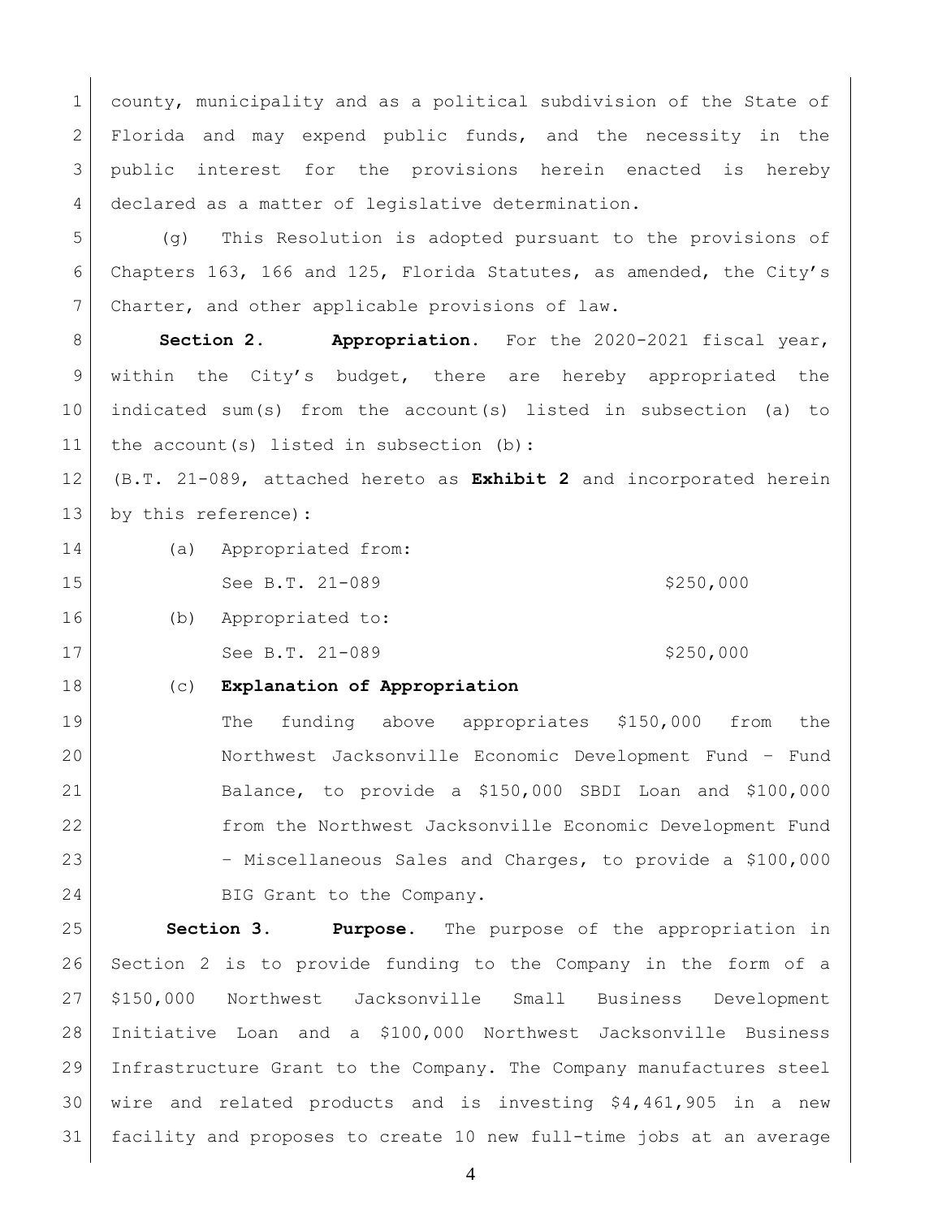county, municipality and as a political subdivision of the State of Florida and may expend public funds, and the necessity in the public interest for the provisions herein enacted is hereby declared as a matter of legislative determination.

(g) This Resolution is adopted pursuant to the provisions of Chapters 163, 166 and 125, Florida Statutes, as amended, the City's Charter, and other applicable provisions of law.

**Section 2. Appropriation.** For the 2020-2021 fiscal year, within the City's budget, there are hereby appropriated the indicated sum(s) from the account(s) listed in subsection (a) to the account(s) listed in subsection (b):

(B.T. 21-089, attached hereto as **Exhibit 2** and incorporated herein by this reference):

(a) Appropriated from:

See B.T. 21-089 $250,000

(b) Appropriated to:

See B.T. 21-089 $250,000

(c) **Explanation of Appropriation**

The funding above appropriates $150,000 from the Northwest Jacksonville Economic Development Fund – Fund Balance, to provide a $150,000 SBDI Loan and $100,000 from the Northwest Jacksonville Economic Development Fund – Miscellaneous Sales and Charges, to provide a $100,000 BIG Grant to the Company.

**Section 3. Purpose.** The purpose of the appropriation in Section 2 is to provide funding to the Company in the form of a $150,000 Northwest Jacksonville Small Business Development Initiative Loan and a $100,000 Northwest Jacksonville Business Infrastructure Grant to the Company. The Company manufactures steel wire and related products and is investing $4,461,905 in a new facility and proposes to create 10 new full-time jobs at an average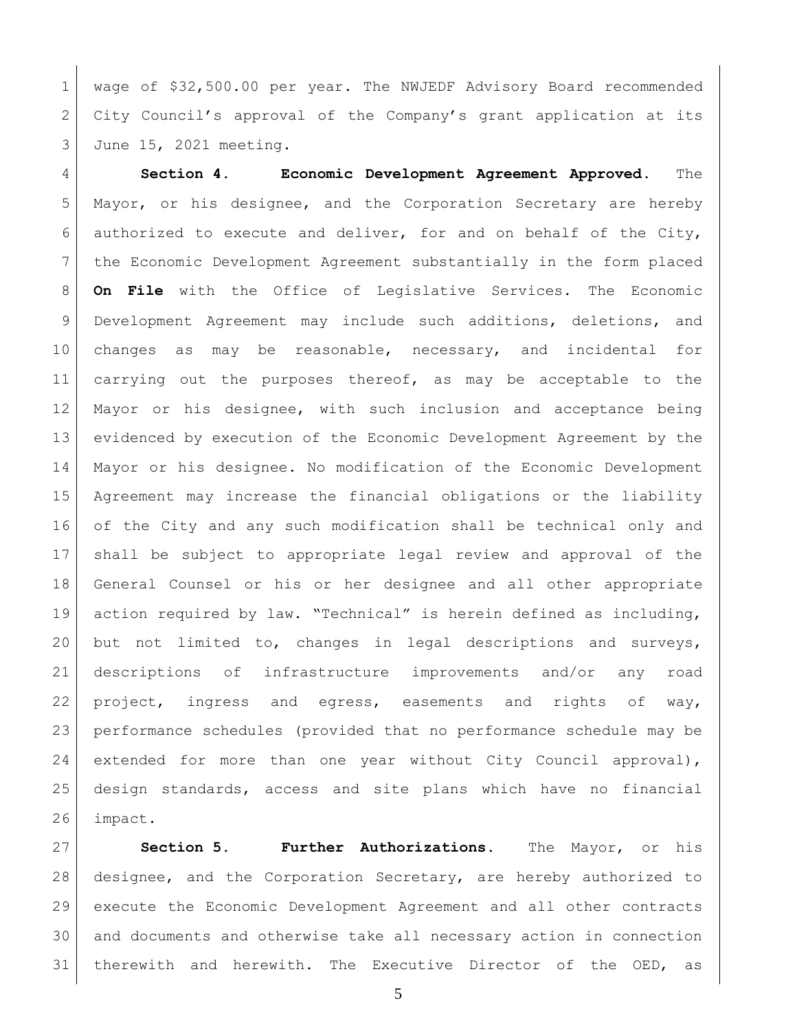wage of $32,500.00 per year. The NWJEDF Advisory Board recommended City Council's approval of the Company's grant application at its June 15, 2021 meeting.

**Section 4. Economic Development Agreement Approved.** The Mayor, or his designee, and the Corporation Secretary are hereby authorized to execute and deliver, for and on behalf of the City, the Economic Development Agreement substantially in the form placed **On File** with the Office of Legislative Services. The Economic Development Agreement may include such additions, deletions, and changes as may be reasonable, necessary, and incidental for carrying out the purposes thereof, as may be acceptable to the Mayor or his designee, with such inclusion and acceptance being evidenced by execution of the Economic Development Agreement by the Mayor or his designee. No modification of the Economic Development Agreement may increase the financial obligations or the liability of the City and any such modification shall be technical only and shall be subject to appropriate legal review and approval of the General Counsel or his or her designee and all other appropriate action required by law. "Technical" is herein defined as including, but not limited to, changes in legal descriptions and surveys, descriptions of infrastructure improvements and/or any road project, ingress and egress, easements and rights of way, performance schedules (provided that no performance schedule may be extended for more than one year without City Council approval), design standards, access and site plans which have no financial impact.

**Section 5. Further Authorizations.** The Mayor, or his designee, and the Corporation Secretary, are hereby authorized to execute the Economic Development Agreement and all other contracts and documents and otherwise take all necessary action in connection therewith and herewith. The Executive Director of the OED, as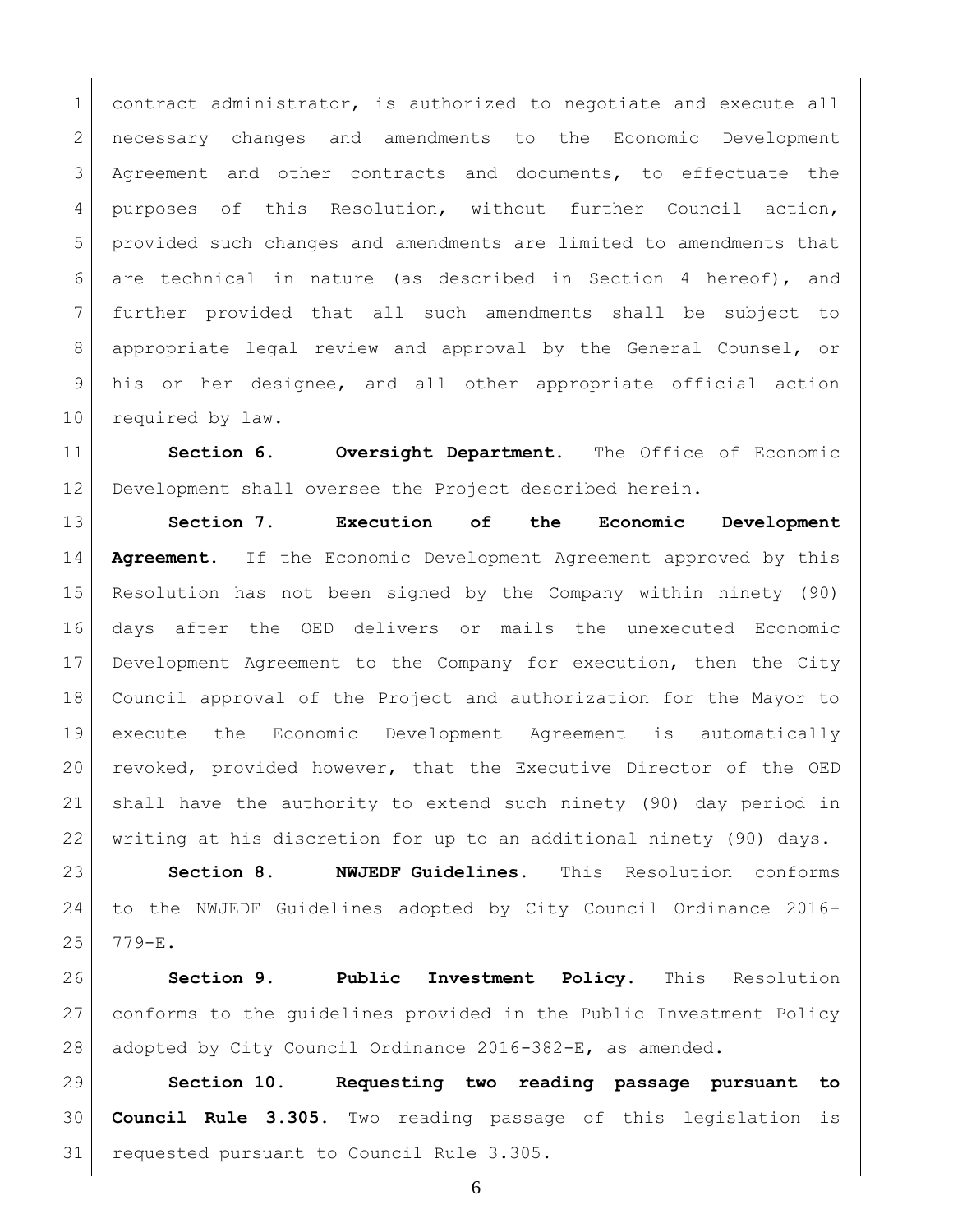contract administrator, is authorized to negotiate and execute all necessary changes and amendments to the Economic Development Agreement and other contracts and documents, to effectuate the purposes of this Resolution, without further Council action, provided such changes and amendments are limited to amendments that are technical in nature (as described in Section 4 hereof), and further provided that all such amendments shall be subject to appropriate legal review and approval by the General Counsel, or his or her designee, and all other appropriate official action required by law.

**Section 6. Oversight Department.** The Office of Economic Development shall oversee the Project described herein.

**Section 7. Execution of the Economic Development Agreement.** If the Economic Development Agreement approved by this Resolution has not been signed by the Company within ninety (90) days after the OED delivers or mails the unexecuted Economic Development Agreement to the Company for execution, then the City Council approval of the Project and authorization for the Mayor to execute the Economic Development Agreement is automatically revoked, provided however, that the Executive Director of the OED shall have the authority to extend such ninety (90) day period in writing at his discretion for up to an additional ninety (90) days.

**Section 8. NWJEDF Guidelines.** This Resolution conforms to the NWJEDF Guidelines adopted by City Council Ordinance 2016-779-E.

**Section 9. Public Investment Policy.** This Resolution conforms to the guidelines provided in the Public Investment Policy adopted by City Council Ordinance 2016-382-E, as amended.

**Section 10. Requesting two reading passage pursuant to Council Rule 3.305.** Two reading passage of this legislation is requested pursuant to Council Rule 3.305.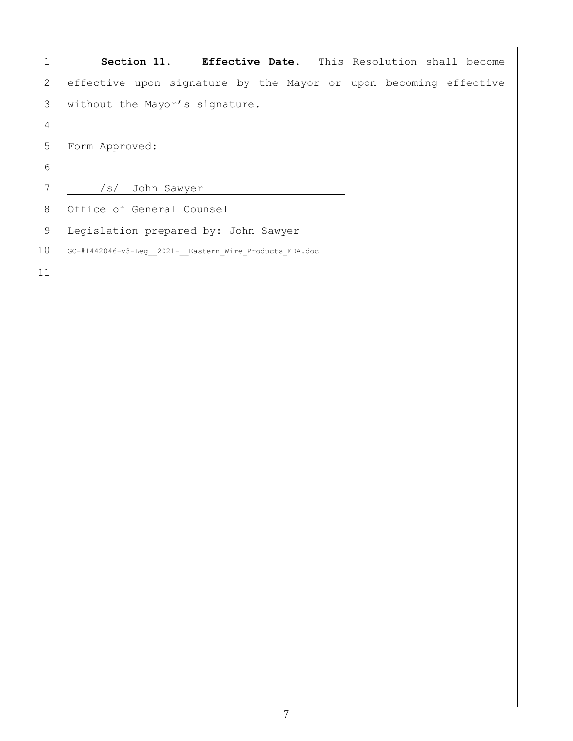**Section 11. Effective Date.** This Resolution shall become effective upon signature by the Mayor or upon becoming effective without the Mayor's signature.

Form Approved:

/s/ _John Sawyer_____________________

Office of General Counsel

Legislation prepared by: John Sawyer

GC-#1442046-v3-Leg__2021-__Eastern_Wire_Products_EDA.doc